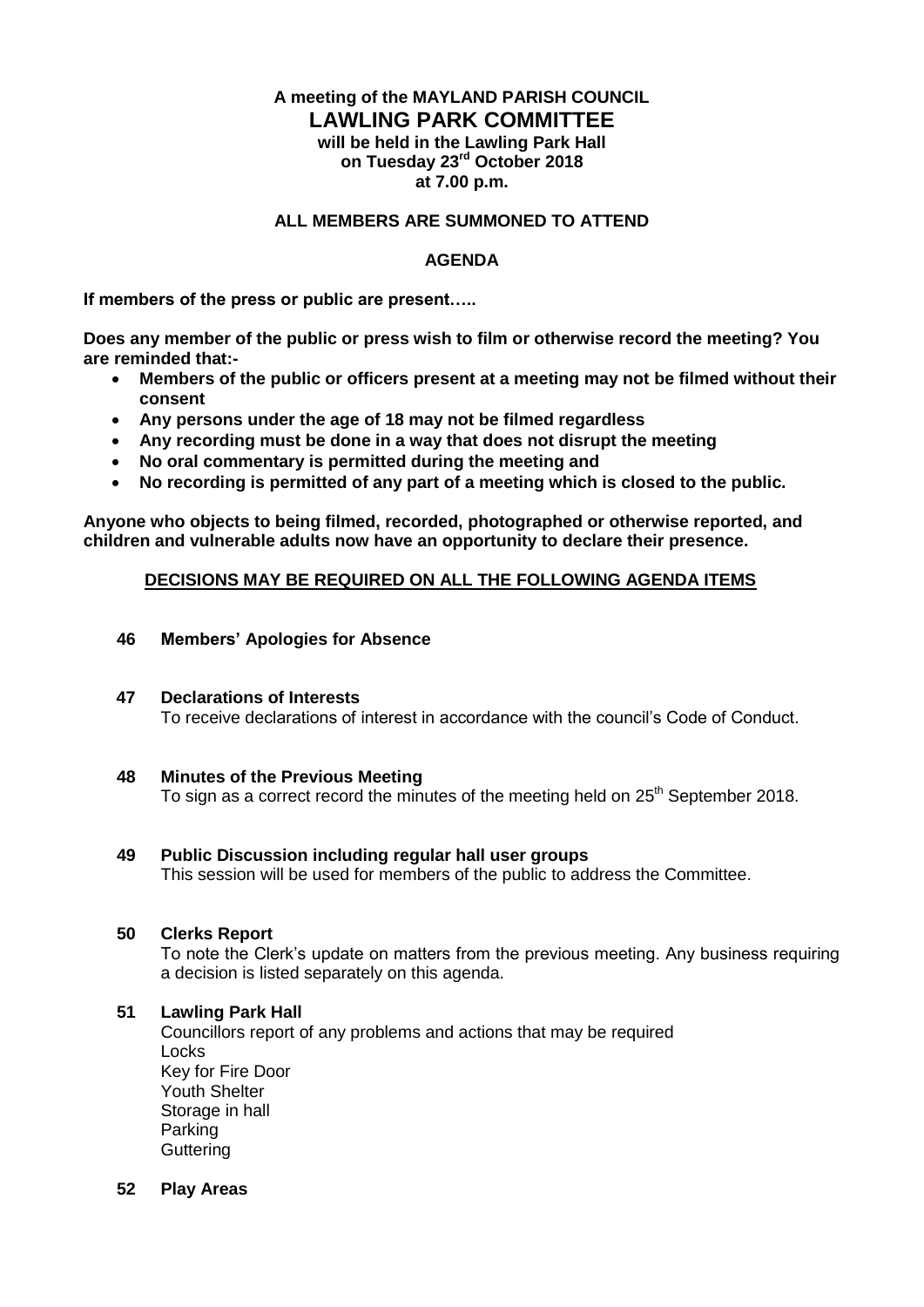**A meeting of the MAYLAND PARISH COUNCIL**

# LAWLING PARK COMMITTEE

**will be held in the Lawling Park Hall**
**on Tuesday 23rd October 2018**
**at 7.00 p.m.**

**ALL MEMBERS ARE SUMMONED TO ATTEND**

**AGENDA**

**If members of the press or public are present…..**

**Does any member of the public or press wish to film or otherwise record the meeting? You are reminded that:-**

- **Members of the public or officers present at a meeting may not be filmed without their consent**
- **Any persons under the age of 18 may not be filmed regardless**
- **Any recording must be done in a way that does not disrupt the meeting**
- **No oral commentary is permitted during the meeting and**
- **No recording is permitted of any part of a meeting which is closed to the public.**

**Anyone who objects to being filmed, recorded, photographed or otherwise reported, and children and vulnerable adults now have an opportunity to declare their presence.**

**DECISIONS MAY BE REQUIRED ON ALL THE FOLLOWING AGENDA ITEMS**

**46 Members' Apologies for Absence**

**47 Declarations of Interests**
To receive declarations of interest in accordance with the council's Code of Conduct.

**48 Minutes of the Previous Meeting**
To sign as a correct record the minutes of the meeting held on 25th September 2018.

**49 Public Discussion including regular hall user groups**
This session will be used for members of the public to address the Committee.

**50 Clerks Report**
To note the Clerk's update on matters from the previous meeting. Any business requiring a decision is listed separately on this agenda.

**51 Lawling Park Hall**
Councillors report of any problems and actions that may be required
Locks
Key for Fire Door
Youth Shelter
Storage in hall
Parking
Guttering

**52 Play Areas**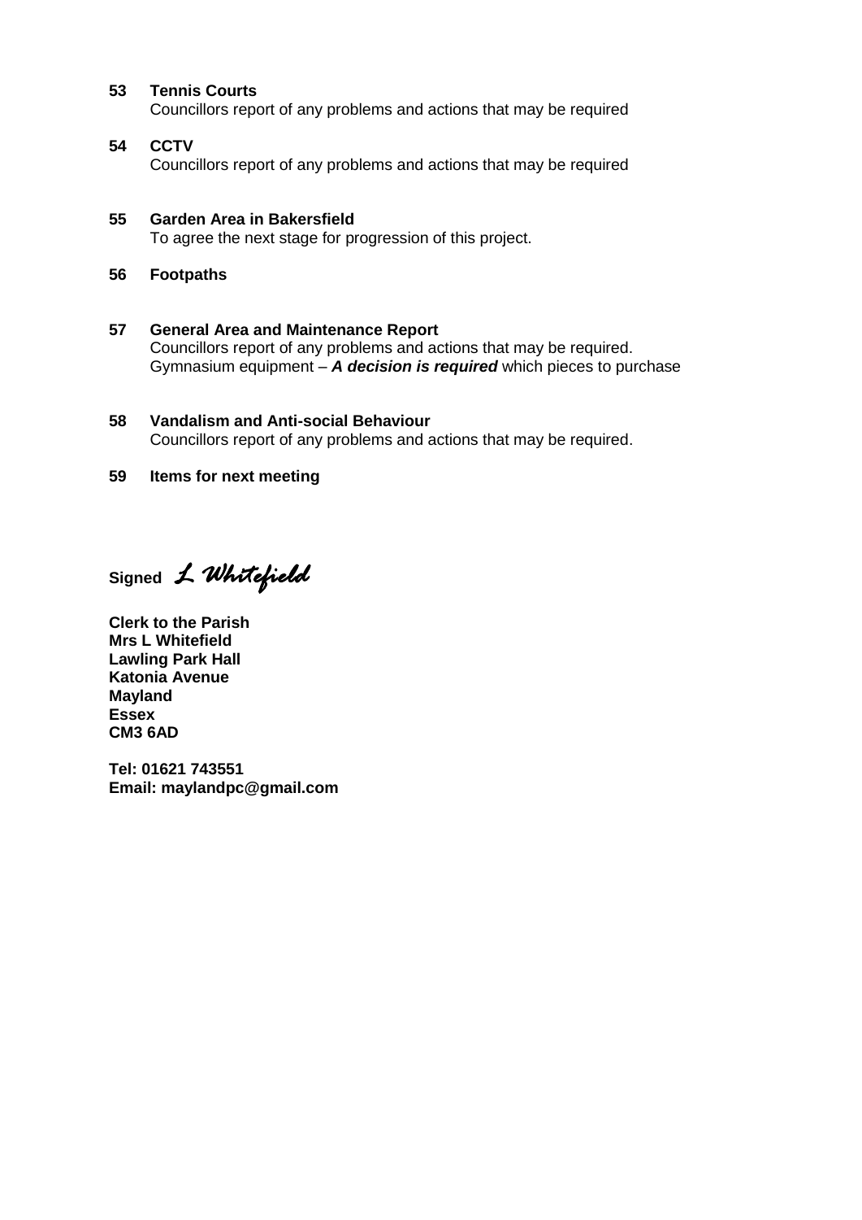**53 Tennis Courts**
Councillors report of any problems and actions that may be required

**54 CCTV**
Councillors report of any problems and actions that may be required

**55 Garden Area in Bakersfield**
To agree the next stage for progression of this project.

**56 Footpaths**

**57 General Area and Maintenance Report**
Councillors report of any problems and actions that may be required.
Gymnasium equipment – ***A decision is required*** which pieces to purchase

**58 Vandalism and Anti-social Behaviour**
Councillors report of any problems and actions that may be required.

**59 Items for next meeting**

**Signed** *L Whitefield*

**Clerk to the Parish**
**Mrs L Whitefield**
**Lawling Park Hall**
**Katonia Avenue**
**Mayland**
**Essex**
**CM3 6AD**

**Tel: 01621 743551**
**Email: maylandpc@gmail.com**